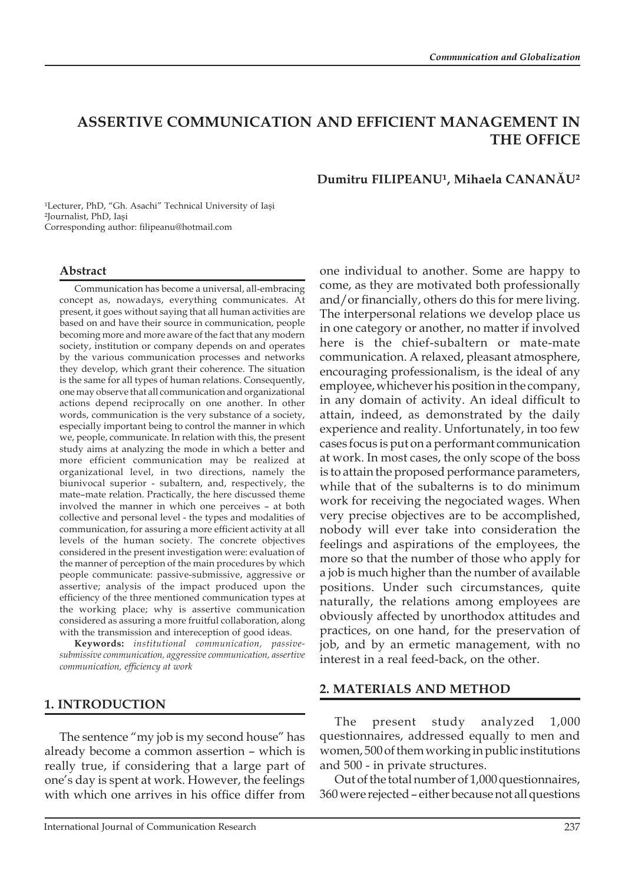# ASSERTIVE COMMUNICATION AND EFFICIENT MANAGEMENT IN THE OFFICE

**Dumitru FILIPEANU[1], Mihaela CANANĂU[2]**

[1]Lecturer, PhD, "Gh. Asachi" Technical University of Iaşi
[2]Journalist, PhD, Iaşi
Corresponding author: filipeanu@hotmail.com

### Abstract

Communication has become a universal, all-embracing concept as, nowadays, everything communicates. At present, it goes without saying that all human activities are based on and have their source in communication, people becoming more and more aware of the fact that any modern society, institution or company depends on and operates by the various communication processes and networks they develop, which grant their coherence. The situation is the same for all types of human relations. Consequently, one may observe that all communication and organizational actions depend reciprocally on one another. In other words, communication is the very substance of a society, especially important being to control the manner in which we, people, communicate. In relation with this, the present study aims at analyzing the mode in which a better and more efficient communication may be realized at organizational level, in two directions, namely the biunivocal superior - subaltern, and, respectively, the mate–mate relation. Practically, the here discussed theme involved the manner in which one perceives – at both collective and personal level - the types and modalities of communication, for assuring a more efficient activity at all levels of the human society. The concrete objectives considered in the present investigation were: evaluation of the manner of perception of the main procedures by which people communicate: passive-submissive, aggressive or assertive; analysis of the impact produced upon the efficiency of the three mentioned communication types at the working place; why is assertive communication considered as assuring a more fruitful collaboration, along with the transmission and intereception of good ideas.

**Keywords:** *institutional communication, passive-submissive communication, aggressive communication, assertive communication, efficiency at work*

## 1. INTRODUCTION

The sentence "my job is my second house" has already become a common assertion – which is really true, if considering that a large part of one's day is spent at work. However, the feelings with which one arrives in his office differ from one individual to another. Some are happy to come, as they are motivated both professionally and/or financially, others do this for mere living. The interpersonal relations we develop place us in one category or another, no matter if involved here is the chief-subaltern or mate-mate communication. A relaxed, pleasant atmosphere, encouraging professionalism, is the ideal of any employee, whichever his position in the company, in any domain of activity. An ideal difficult to attain, indeed, as demonstrated by the daily experience and reality. Unfortunately, in too few cases focus is put on a performant communication at work. In most cases, the only scope of the boss is to attain the proposed performance parameters, while that of the subalterns is to do minimum work for receiving the negociated wages. When very precise objectives are to be accomplished, nobody will ever take into consideration the feelings and aspirations of the employees, the more so that the number of those who apply for a job is much higher than the number of available positions. Under such circumstances, quite naturally, the relations among employees are obviously affected by unorthodox attitudes and practices, on one hand, for the preservation of job, and by an ermetic management, with no interest in a real feed-back, on the other.

## 2. MATERIALS AND METHOD

The present study analyzed 1,000 questionnaires, addressed equally to men and women, 500 of them working in public institutions and 500 - in private structures.

Out of the total number of 1,000 questionnaires, 360 were rejected – either because not all questions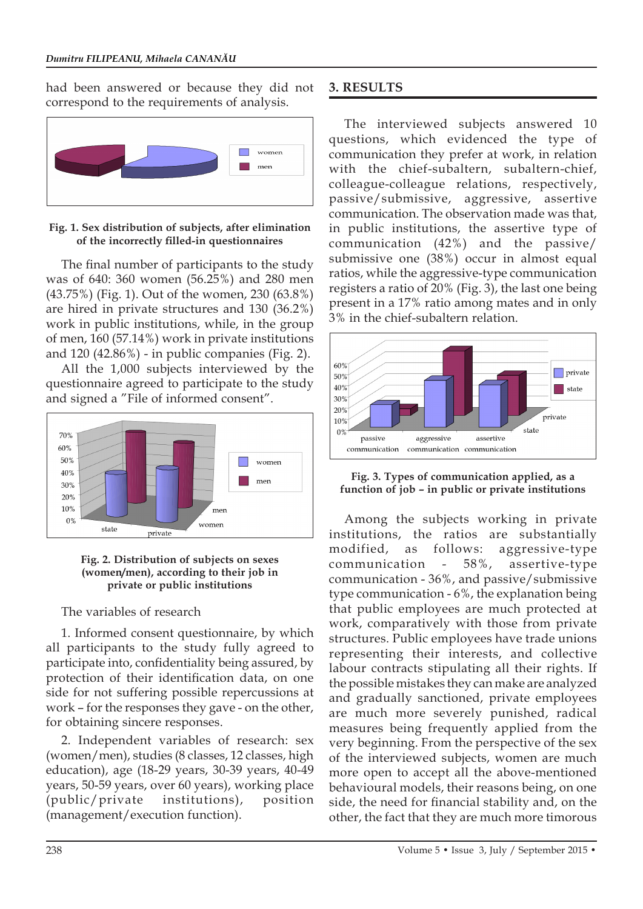had been answered or because they did not correspond to the requirements of analysis.

**Fig. 1. Sex distribution of subjects, after elimination of the incorrectly filled-in questionnaires**

The final number of participants to the study was of 640: 360 women (56.25%) and 280 men (43.75%) (Fig. 1). Out of the women, 230 (63.8%) are hired in private structures and 130 (36.2%) work in public institutions, while, in the group of men, 160 (57.14%) work in private institutions and 120 (42.86%) - in public companies (Fig. 2).

All the 1,000 subjects interviewed by the questionnaire agreed to participate to the study and signed a "File of informed consent".

**Fig. 2. Distribution of subjects on sexes (women/men), according to their job in private or public institutions**

The variables of research

1. Informed consent questionnaire, by which all participants to the study fully agreed to participate into, confidentiality being assured, by protection of their identification data, on one side for not suffering possible repercussions at work – for the responses they gave - on the other, for obtaining sincere responses.

2. Independent variables of research: sex (women/men), studies (8 classes, 12 classes, high education), age (18-29 years, 30-39 years, 40-49 years, 50-59 years, over 60 years), working place (public/private institutions), position (management/execution function).

## 3. RESULTS

The interviewed subjects answered 10 questions, which evidenced the type of communication they prefer at work, in relation with the chief-subaltern, subaltern-chief, colleague-colleague relations, respectively, passive/submissive, aggressive, assertive communication. The observation made was that, in public institutions, the assertive type of communication (42%) and the passive/submissive one (38%) occur in almost equal ratios, while the aggressive-type communication registers a ratio of 20% (Fig. 3), the last one being present in a 17% ratio among mates and in only 3% in the chief-subaltern relation.

**Fig. 3. Types of communication applied, as a function of job – in public or private institutions**

Among the subjects working in private institutions, the ratios are substantially modified, as follows: aggressive-type communication - 58%, assertive-type communication - 36%, and passive/submissive type communication - 6%, the explanation being that public employees are much protected at work, comparatively with those from private structures. Public employees have trade unions representing their interests, and collective labour contracts stipulating all their rights. If the possible mistakes they can make are analyzed and gradually sanctioned, private employees are much more severely punished, radical measures being frequently applied from the very beginning. From the perspective of the sex of the interviewed subjects, women are much more open to accept all the above-mentioned behavioural models, their reasons being, on one side, the need for financial stability and, on the other, the fact that they are much more timorous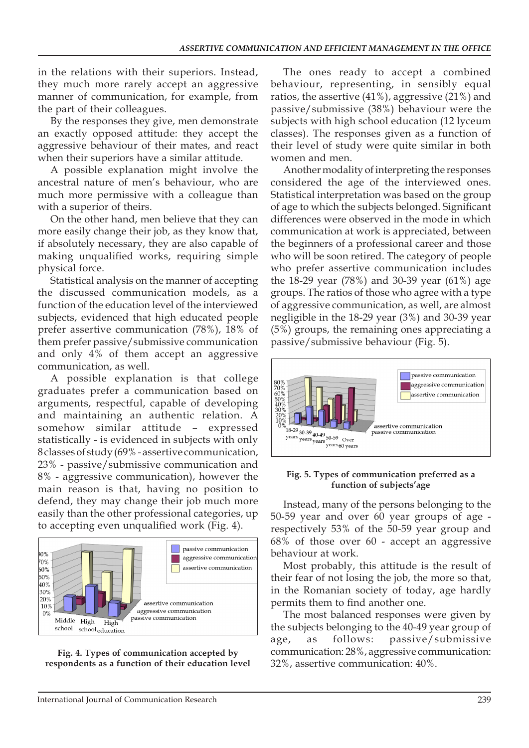in the relations with their superiors. Instead, they much more rarely accept an aggressive manner of communication, for example, from the part of their colleagues.

By the responses they give, men demonstrate an exactly opposed attitude: they accept the aggressive behaviour of their mates, and react when their superiors have a similar attitude.

A possible explanation might involve the ancestral nature of men's behaviour, who are much more permissive with a colleague than with a superior of theirs.

On the other hand, men believe that they can more easily change their job, as they know that, if absolutely necessary, they are also capable of making unqualified works, requiring simple physical force.

Statistical analysis on the manner of accepting the discussed communication models, as a function of the education level of the interviewed subjects, evidenced that high educated people prefer assertive communication (78%), 18% of them prefer passive/submissive communication and only 4% of them accept an aggressive communication, as well.

A possible explanation is that college graduates prefer a communication based on arguments, respectful, capable of developing and maintaining an authentic relation. A somehow similar attitude – expressed statistically - is evidenced in subjects with only 8 classes of study (69% - assertive communication, 23% - passive/submissive communication and 8% - aggressive communication), however the main reason is that, having no position to defend, they may change their job much more easily than the other professional categories, up to accepting even unqualified work (Fig. 4).

**Fig. 4. Types of communication accepted by respondents as a function of their education level**

The ones ready to accept a combined behaviour, representing, in sensibly equal ratios, the assertive (41%), aggressive (21%) and passive/submissive (38%) behaviour were the subjects with high school education (12 lyceum classes). The responses given as a function of their level of study were quite similar in both women and men.

Another modality of interpreting the responses considered the age of the interviewed ones. Statistical interpretation was based on the group of age to which the subjects belonged. Significant differences were observed in the mode in which communication at work is appreciated, between the beginners of a professional career and those who will be soon retired. The category of people who prefer assertive communication includes the 18-29 year (78%) and 30-39 year (61%) age groups. The ratios of those who agree with a type of aggressive communication, as well, are almost negligible in the 18-29 year (3%) and 30-39 year (5%) groups, the remaining ones appreciating a passive/submissive behaviour (Fig. 5).

**Fig. 5. Types of communication preferred as a function of subjects'age**

Instead, many of the persons belonging to the 50-59 year and over 60 year groups of age - respectively 53% of the 50-59 year group and 68% of those over 60 - accept an aggressive behaviour at work.

Most probably, this attitude is the result of their fear of not losing the job, the more so that, in the Romanian society of today, age hardly permits them to find another one.

The most balanced responses were given by the subjects belonging to the 40-49 year group of age, as follows: passive/submissive communication: 28%, aggressive communication: 32%, assertive communication: 40%.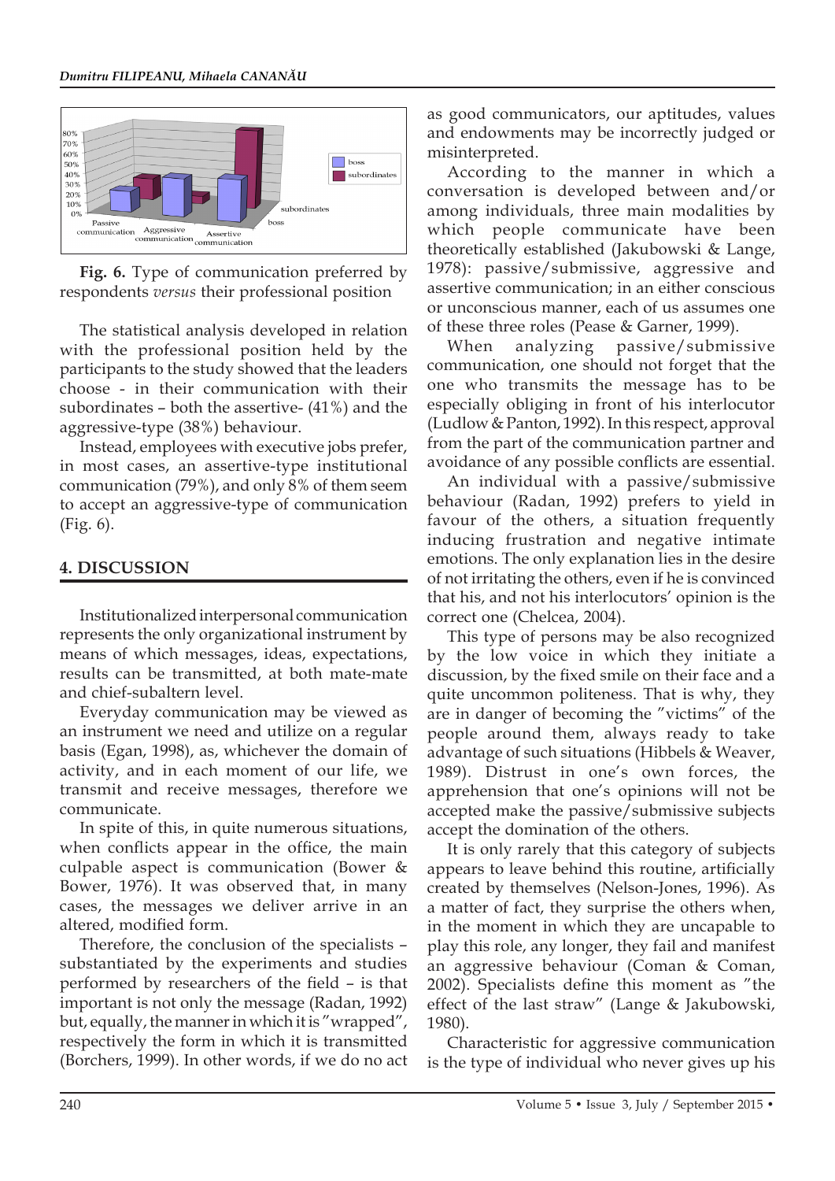**Fig. 6.** Type of communication preferred by respondents *versus* their professional position

The statistical analysis developed in relation with the professional position held by the participants to the study showed that the leaders choose - in their communication with their subordinates – both the assertive- (41%) and the aggressive-type (38%) behaviour.

Instead, employees with executive jobs prefer, in most cases, an assertive-type institutional communication (79%), and only 8% of them seem to accept an aggressive-type of communication (Fig. 6).

## 4. DISCUSSION

Institutionalized interpersonal communication represents the only organizational instrument by means of which messages, ideas, expectations, results can be transmitted, at both mate-mate and chief-subaltern level.

Everyday communication may be viewed as an instrument we need and utilize on a regular basis (Egan, 1998), as, whichever the domain of activity, and in each moment of our life, we transmit and receive messages, therefore we communicate.

In spite of this, in quite numerous situations, when conflicts appear in the office, the main culpable aspect is communication (Bower & Bower, 1976). It was observed that, in many cases, the messages we deliver arrive in an altered, modified form.

Therefore, the conclusion of the specialists – substantiated by the experiments and studies performed by researchers of the field – is that important is not only the message (Radan, 1992) but, equally, the manner in which it is ”wrapped”, respectively the form in which it is transmitted (Borchers, 1999). In other words, if we do no act as good communicators, our aptitudes, values and endowments may be incorrectly judged or misinterpreted.

According to the manner in which a conversation is developed between and/or among individuals, three main modalities by which people communicate have been theoretically established (Jakubowski & Lange, 1978): passive/submissive, aggressive and assertive communication; in an either conscious or unconscious manner, each of us assumes one of these three roles (Pease & Garner, 1999).

When analyzing passive/submissive communication, one should not forget that the one who transmits the message has to be especially obliging in front of his interlocutor (Ludlow & Panton, 1992). In this respect, approval from the part of the communication partner and avoidance of any possible conflicts are essential.

An individual with a passive/submissive behaviour (Radan, 1992) prefers to yield in favour of the others, a situation frequently inducing frustration and negative intimate emotions. The only explanation lies in the desire of not irritating the others, even if he is convinced that his, and not his interlocutors' opinion is the correct one (Chelcea, 2004).

This type of persons may be also recognized by the low voice in which they initiate a discussion, by the fixed smile on their face and a quite uncommon politeness. That is why, they are in danger of becoming the ”victims” of the people around them, always ready to take advantage of such situations (Hibbels & Weaver, 1989). Distrust in one's own forces, the apprehension that one's opinions will not be accepted make the passive/submissive subjects accept the domination of the others.

It is only rarely that this category of subjects appears to leave behind this routine, artificially created by themselves (Nelson-Jones, 1996). As a matter of fact, they surprise the others when, in the moment in which they are uncapable to play this role, any longer, they fail and manifest an aggressive behaviour (Coman & Coman, 2002). Specialists define this moment as ”the effect of the last straw” (Lange & Jakubowski, 1980).

Characteristic for aggressive communication is the type of individual who never gives up his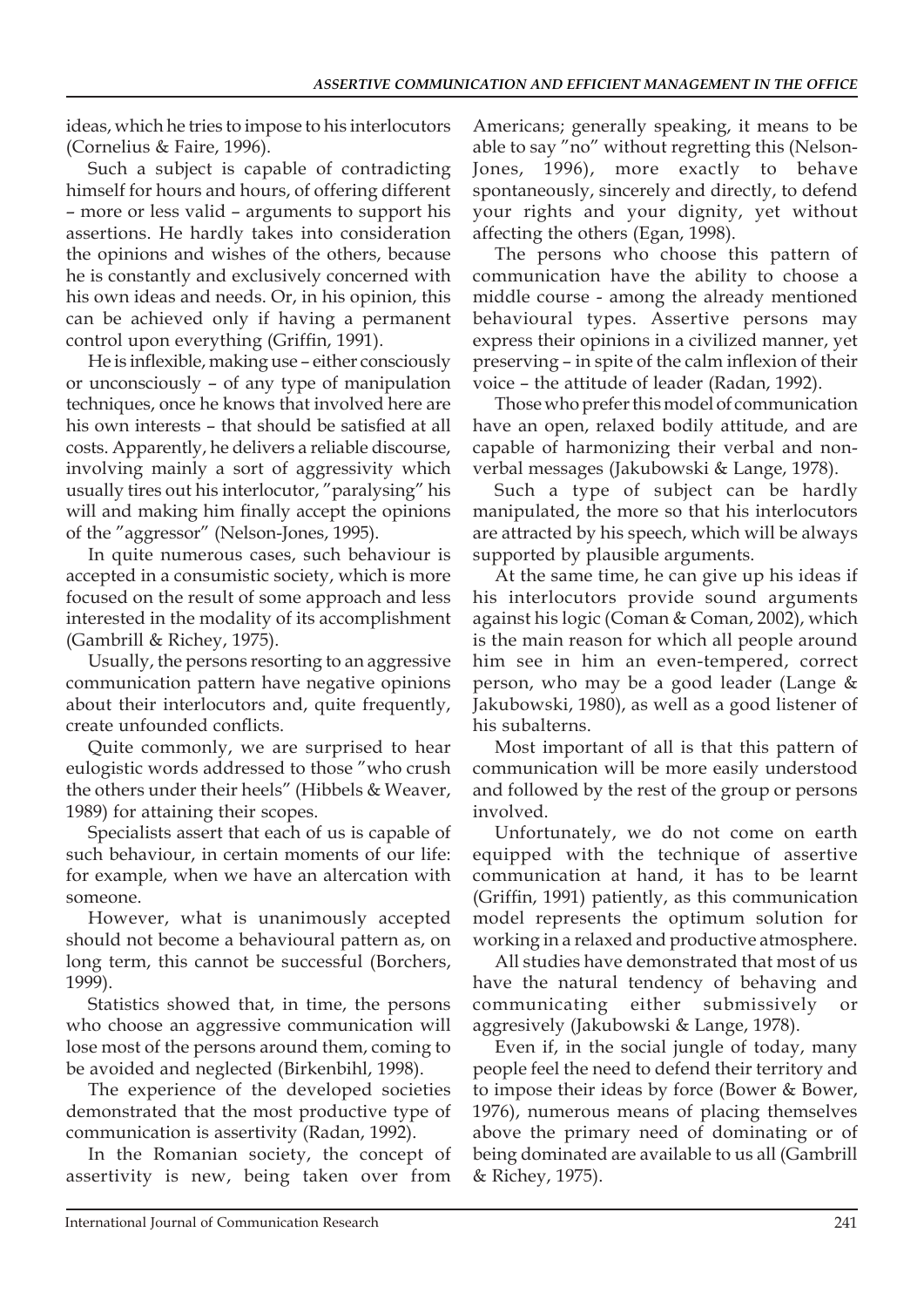ideas, which he tries to impose to his interlocutors (Cornelius & Faire, 1996).

Such a subject is capable of contradicting himself for hours and hours, of offering different – more or less valid – arguments to support his assertions. He hardly takes into consideration the opinions and wishes of the others, because he is constantly and exclusively concerned with his own ideas and needs. Or, in his opinion, this can be achieved only if having a permanent control upon everything (Griffin, 1991).

He is inflexible, making use – either consciously or unconsciously – of any type of manipulation techniques, once he knows that involved here are his own interests – that should be satisfied at all costs. Apparently, he delivers a reliable discourse, involving mainly a sort of aggressivity which usually tires out his interlocutor, "paralysing" his will and making him finally accept the opinions of the "aggressor" (Nelson-Jones, 1995).

In quite numerous cases, such behaviour is accepted in a consumistic society, which is more focused on the result of some approach and less interested in the modality of its accomplishment (Gambrill & Richey, 1975).

Usually, the persons resorting to an aggressive communication pattern have negative opinions about their interlocutors and, quite frequently, create unfounded conflicts.

Quite commonly, we are surprised to hear eulogistic words addressed to those "who crush the others under their heels" (Hibbels & Weaver, 1989) for attaining their scopes.

Specialists assert that each of us is capable of such behaviour, in certain moments of our life: for example, when we have an altercation with someone.

However, what is unanimously accepted should not become a behavioural pattern as, on long term, this cannot be successful (Borchers, 1999).

Statistics showed that, in time, the persons who choose an aggressive communication will lose most of the persons around them, coming to be avoided and neglected (Birkenbihl, 1998).

The experience of the developed societies demonstrated that the most productive type of communication is assertivity (Radan, 1992).

In the Romanian society, the concept of assertivity is new, being taken over from Americans; generally speaking, it means to be able to say "no" without regretting this (Nelson-Jones, 1996), more exactly to behave spontaneously, sincerely and directly, to defend your rights and your dignity, yet without affecting the others (Egan, 1998).

The persons who choose this pattern of communication have the ability to choose a middle course - among the already mentioned behavioural types. Assertive persons may express their opinions in a civilized manner, yet preserving – in spite of the calm inflexion of their voice – the attitude of leader (Radan, 1992).

Those who prefer this model of communication have an open, relaxed bodily attitude, and are capable of harmonizing their verbal and non-verbal messages (Jakubowski & Lange, 1978).

Such a type of subject can be hardly manipulated, the more so that his interlocutors are attracted by his speech, which will be always supported by plausible arguments.

At the same time, he can give up his ideas if his interlocutors provide sound arguments against his logic (Coman & Coman, 2002), which is the main reason for which all people around him see in him an even-tempered, correct person, who may be a good leader (Lange & Jakubowski, 1980), as well as a good listener of his subalterns.

Most important of all is that this pattern of communication will be more easily understood and followed by the rest of the group or persons involved.

Unfortunately, we do not come on earth equipped with the technique of assertive communication at hand, it has to be learnt (Griffin, 1991) patiently, as this communication model represents the optimum solution for working in a relaxed and productive atmosphere.

All studies have demonstrated that most of us have the natural tendency of behaving and communicating either submissively or aggresively (Jakubowski & Lange, 1978).

Even if, in the social jungle of today, many people feel the need to defend their territory and to impose their ideas by force (Bower & Bower, 1976), numerous means of placing themselves above the primary need of dominating or of being dominated are available to us all (Gambrill & Richey, 1975).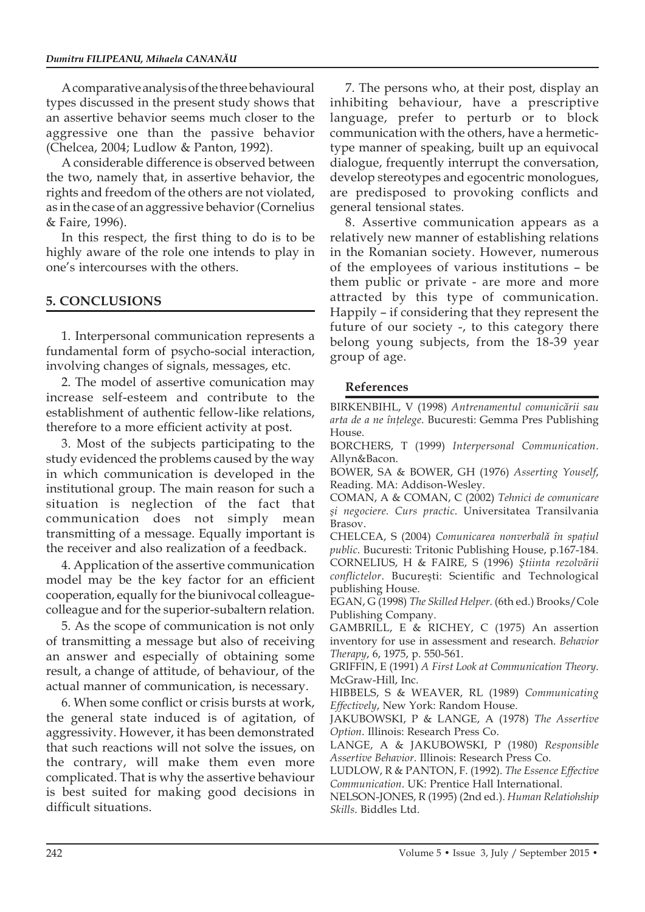A comparative analysis of the three behavioural types discussed in the present study shows that an assertive behavior seems much closer to the aggressive one than the passive behavior (Chelcea, 2004; Ludlow & Panton, 1992).

A considerable difference is observed between the two, namely that, in assertive behavior, the rights and freedom of the others are not violated, as in the case of an aggressive behavior (Cornelius & Faire, 1996).

In this respect, the first thing to do is to be highly aware of the role one intends to play in one's intercourses with the others.

## 5. CONCLUSIONS

1. Interpersonal communication represents a fundamental form of psycho-social interaction, involving changes of signals, messages, etc.

2. The model of assertive comunication may increase self-esteem and contribute to the establishment of authentic fellow-like relations, therefore to a more efficient activity at post.

3. Most of the subjects participating to the study evidenced the problems caused by the way in which communication is developed in the institutional group. The main reason for such a situation is neglection of the fact that communication does not simply mean transmitting of a message. Equally important is the receiver and also realization of a feedback.

4. Application of the assertive communication model may be the key factor for an efficient cooperation, equally for the biunivocal colleague-colleague and for the superior-subaltern relation.

5. As the scope of communication is not only of transmitting a message but also of receiving an answer and especially of obtaining some result, a change of attitude, of behaviour, of the actual manner of communication, is necessary.

6. When some conflict or crisis bursts at work, the general state induced is of agitation, of aggressivity. However, it has been demonstrated that such reactions will not solve the issues, on the contrary, will make them even more complicated. That is why the assertive behaviour is best suited for making good decisions in difficult situations.

7. The persons who, at their post, display an inhibiting behaviour, have a prescriptive language, prefer to perturb or to block communication with the others, have a hermetic-type manner of speaking, built up an equivocal dialogue, frequently interrupt the conversation, develop stereotypes and egocentric monologues, are predisposed to provoking conflicts and general tensional states.

8. Assertive communication appears as a relatively new manner of establishing relations in the Romanian society. However, numerous of the employees of various institutions – be them public or private - are more and more attracted by this type of communication. Happily – if considering that they represent the future of our society -, to this category there belong young subjects, from the 18-39 year group of age.

### References

BIRKENBIHL, V (1998) *Antrenamentul comunicării sau arta de a ne înțelege*. Bucuresti: Gemma Pres Publishing House.

BORCHERS, T (1999) *Interpersonal Communication*. Allyn&Bacon.

BOWER, SA & BOWER, GH (1976) *Asserting Youself*, Reading. MA: Addison-Wesley.

COMAN, A & COMAN, C (2002) *Tehnici de comunicare şi negociere. Curs practic*. Universitatea Transilvania Brasov.

CHELCEA, S (2004) *Comunicarea nonverbală în spațiul public*. Bucuresti: Tritonic Publishing House, p.167-184.

CORNELIUS, H & FAIRE, S (1996) *Ştiinta rezolvării conflictelor*. Bucureşti: Scientific and Technological publishing House.

EGAN, G (1998) *The Skilled Helper*. (6th ed.) Brooks/Cole Publishing Company.

GAMBRILL, E & RICHEY, C (1975) An assertion inventory for use in assessment and research. *Behavior Therapy*, 6, 1975, p. 550-561.

GRIFFIN, E (1991) *A First Look at Communication Theory*. McGraw-Hill, Inc.

HIBBELS, S & WEAVER, RL (1989) *Communicating Effectively*, New York: Random House.

JAKUBOWSKI, P & LANGE, A (1978) *The Assertive Option*. Illinois: Research Press Co.

LANGE, A & JAKUBOWSKI, P (1980) *Responsible Assertive Behavior*. Illinois: Research Press Co.

LUDLOW, R & PANTON, F. (1992). *The Essence Effective Communication*. UK: Prentice Hall International.

NELSON-JONES, R (1995) (2nd ed.). *Human Relatiohship Skills*. Biddles Ltd.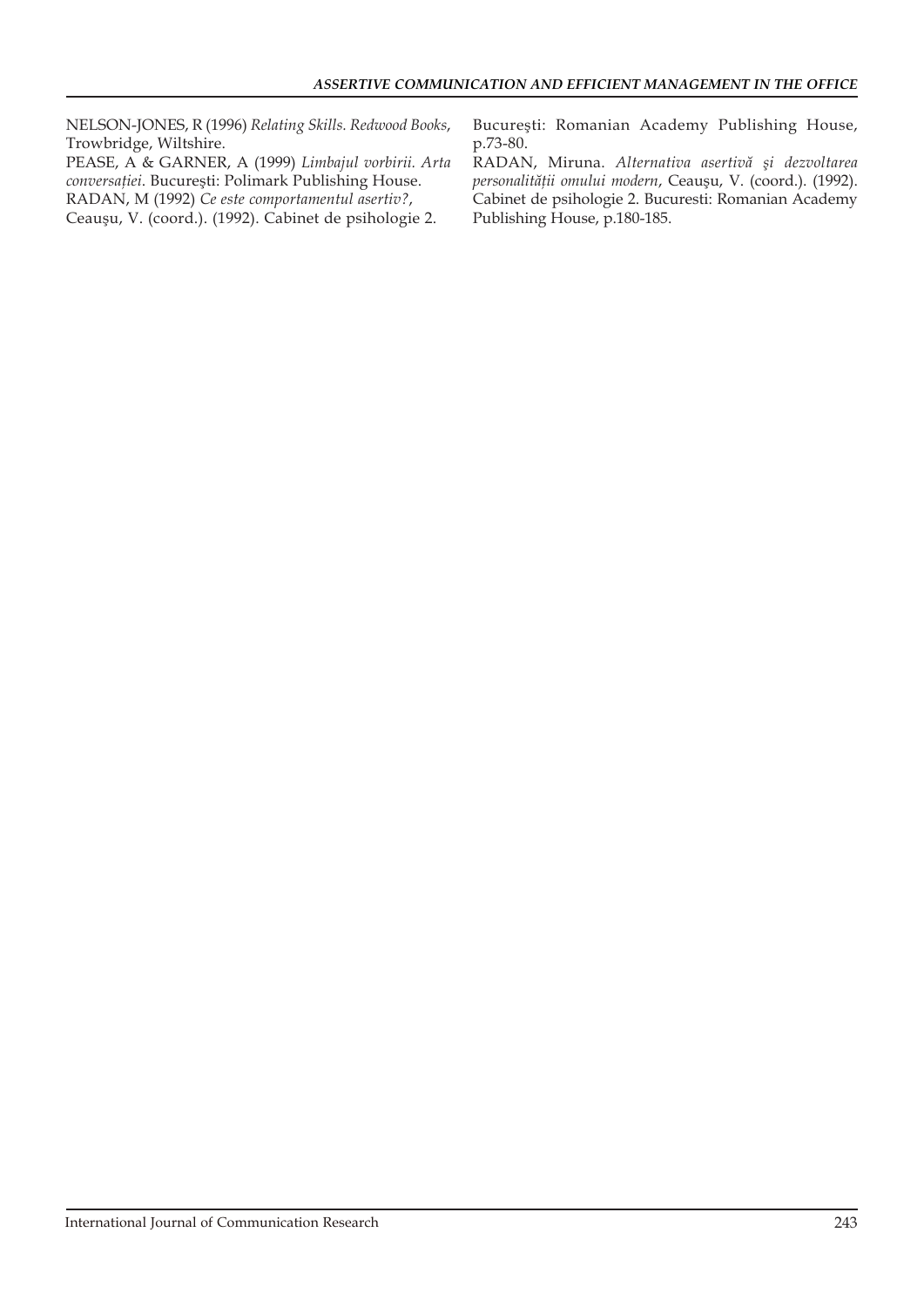NELSON-JONES, R (1996) *Relating Skills. Redwood Books*, Trowbridge, Wiltshire.

PEASE, A & GARNER, A (1999) *Limbajul vorbirii. Arta conversației*. București: Polimark Publishing House.

RADAN, M (1992) *Ce este comportamentul asertiv?*, Ceaușu, V. (coord.). (1992). Cabinet de psihologie 2. București: Romanian Academy Publishing House, p.73-80.

RADAN, Miruna. *Alternativa asertivă și dezvoltarea personalității omului modern*, Ceaușu, V. (coord.). (1992). Cabinet de psihologie 2. Bucuresti: Romanian Academy Publishing House, p.180-185.